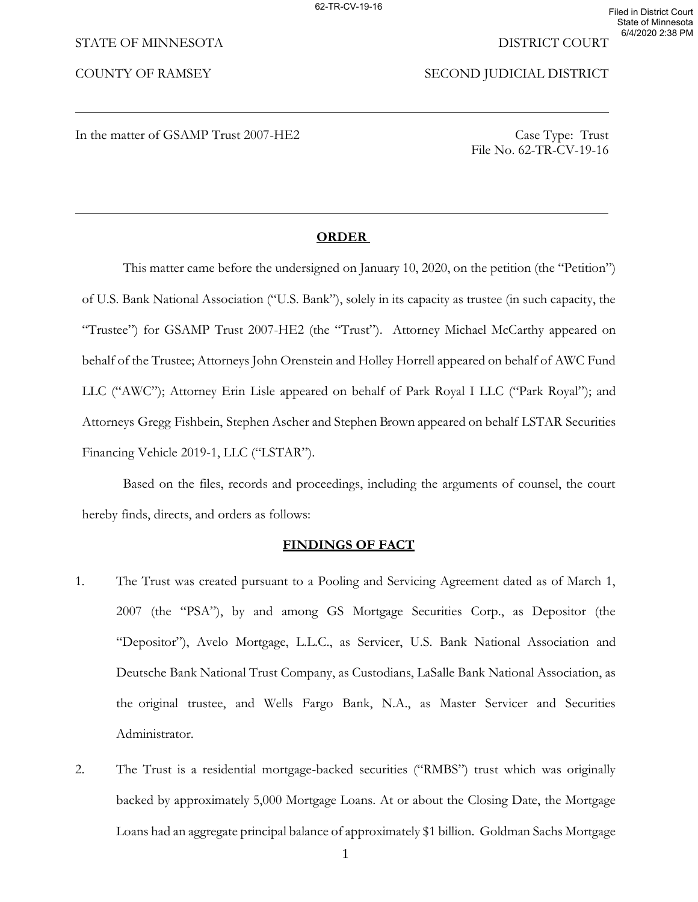STATE OF MINNESOTA DISTRICT COURT

COUNTY OF RAMSEY SECOND JUDICIAL DISTRICT

---

In the matter of GSAMP Trust 2007-HE2

Case Type: Trust
File No. 62-TR-CV-19-16

---

## ORDER

This matter came before the undersigned on January 10, 2020, on the petition (the "Petition") of U.S. Bank National Association ("U.S. Bank"), solely in its capacity as trustee (in such capacity, the "Trustee") for GSAMP Trust 2007-HE2 (the "Trust"). Attorney Michael McCarthy appeared on behalf of the Trustee; Attorneys John Orenstein and Holley Horrell appeared on behalf of AWC Fund LLC ("AWC"); Attorney Erin Lisle appeared on behalf of Park Royal I LLC ("Park Royal"); and Attorneys Gregg Fishbein, Stephen Ascher and Stephen Brown appeared on behalf LSTAR Securities Financing Vehicle 2019-1, LLC ("LSTAR").

Based on the files, records and proceedings, including the arguments of counsel, the court hereby finds, directs, and orders as follows:

## FINDINGS OF FACT

1. The Trust was created pursuant to a Pooling and Servicing Agreement dated as of March 1, 2007 (the "PSA"), by and among GS Mortgage Securities Corp., as Depositor (the "Depositor"), Avelo Mortgage, L.L.C., as Servicer, U.S. Bank National Association and Deutsche Bank National Trust Company, as Custodians, LaSalle Bank National Association, as the original trustee, and Wells Fargo Bank, N.A., as Master Servicer and Securities Administrator.

2. The Trust is a residential mortgage-backed securities ("RMBS") trust which was originally backed by approximately 5,000 Mortgage Loans. At or about the Closing Date, the Mortgage Loans had an aggregate principal balance of approximately $1 billion. Goldman Sachs Mortgage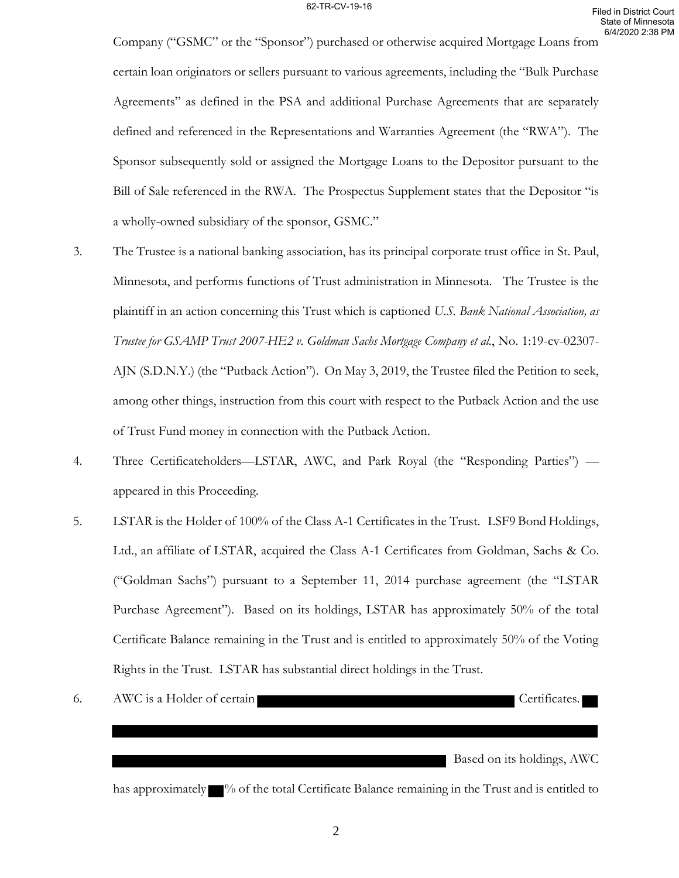Company ("GSMC" or the "Sponsor") purchased or otherwise acquired Mortgage Loans from certain loan originators or sellers pursuant to various agreements, including the "Bulk Purchase Agreements" as defined in the PSA and additional Purchase Agreements that are separately defined and referenced in the Representations and Warranties Agreement (the "RWA"). The Sponsor subsequently sold or assigned the Mortgage Loans to the Depositor pursuant to the Bill of Sale referenced in the RWA. The Prospectus Supplement states that the Depositor "is a wholly-owned subsidiary of the sponsor, GSMC."

3. The Trustee is a national banking association, has its principal corporate trust office in St. Paul, Minnesota, and performs functions of Trust administration in Minnesota. The Trustee is the plaintiff in an action concerning this Trust which is captioned *U.S. Bank National Association, as Trustee for GSAMP Trust 2007-HE2 v. Goldman Sachs Mortgage Company et al.*, No. 1:19-cv-02307-AJN (S.D.N.Y.) (the "Putback Action"). On May 3, 2019, the Trustee filed the Petition to seek, among other things, instruction from this court with respect to the Putback Action and the use of Trust Fund money in connection with the Putback Action.

4. Three Certificateholders—LSTAR, AWC, and Park Royal (the "Responding Parties") — appeared in this Proceeding.

5. LSTAR is the Holder of 100% of the Class A-1 Certificates in the Trust. LSF9 Bond Holdings, Ltd., an affiliate of LSTAR, acquired the Class A-1 Certificates from Goldman, Sachs & Co. ("Goldman Sachs") pursuant to a September 11, 2014 purchase agreement (the "LSTAR Purchase Agreement"). Based on its holdings, LSTAR has approximately 50% of the total Certificate Balance remaining in the Trust and is entitled to approximately 50% of the Voting Rights in the Trust. LSTAR has substantial direct holdings in the Trust.

6. AWC is a Holder of certain [REDACTED] Certificates. [REDACTED] Based on its holdings, AWC has approximately [REDACTED]% of the total Certificate Balance remaining in the Trust and is entitled to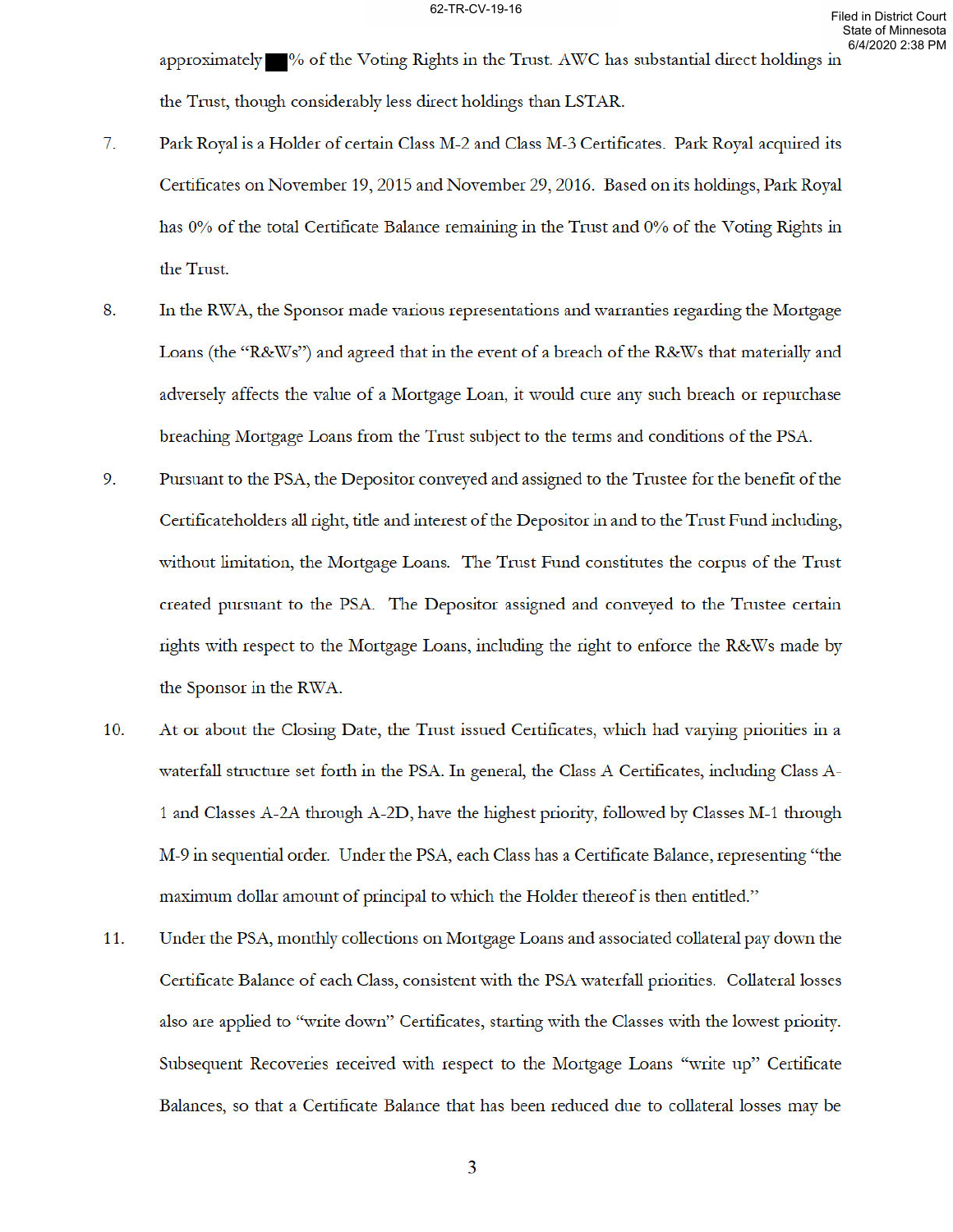approximately ███% of the Voting Rights in the Trust. AWC has substantial direct holdings in the Trust, though considerably less direct holdings than LSTAR.

7. Park Royal is a Holder of certain Class M-2 and Class M-3 Certificates. Park Royal acquired its Certificates on November 19, 2015 and November 29, 2016. Based on its holdings, Park Royal has 0% of the total Certificate Balance remaining in the Trust and 0% of the Voting Rights in the Trust.

8. In the RWA, the Sponsor made various representations and warranties regarding the Mortgage Loans (the "R&Ws") and agreed that in the event of a breach of the R&Ws that materially and adversely affects the value of a Mortgage Loan, it would cure any such breach or repurchase breaching Mortgage Loans from the Trust subject to the terms and conditions of the PSA.

9. Pursuant to the PSA, the Depositor conveyed and assigned to the Trustee for the benefit of the Certificateholders all right, title and interest of the Depositor in and to the Trust Fund including, without limitation, the Mortgage Loans. The Trust Fund constitutes the corpus of the Trust created pursuant to the PSA. The Depositor assigned and conveyed to the Trustee certain rights with respect to the Mortgage Loans, including the right to enforce the R&Ws made by the Sponsor in the RWA.

10. At or about the Closing Date, the Trust issued Certificates, which had varying priorities in a waterfall structure set forth in the PSA. In general, the Class A Certificates, including Class A-1 and Classes A-2A through A-2D, have the highest priority, followed by Classes M-1 through M-9 in sequential order. Under the PSA, each Class has a Certificate Balance, representing "the maximum dollar amount of principal to which the Holder thereof is then entitled."

11. Under the PSA, monthly collections on Mortgage Loans and associated collateral pay down the Certificate Balance of each Class, consistent with the PSA waterfall priorities. Collateral losses also are applied to "write down" Certificates, starting with the Classes with the lowest priority. Subsequent Recoveries received with respect to the Mortgage Loans "write up" Certificate Balances, so that a Certificate Balance that has been reduced due to collateral losses may be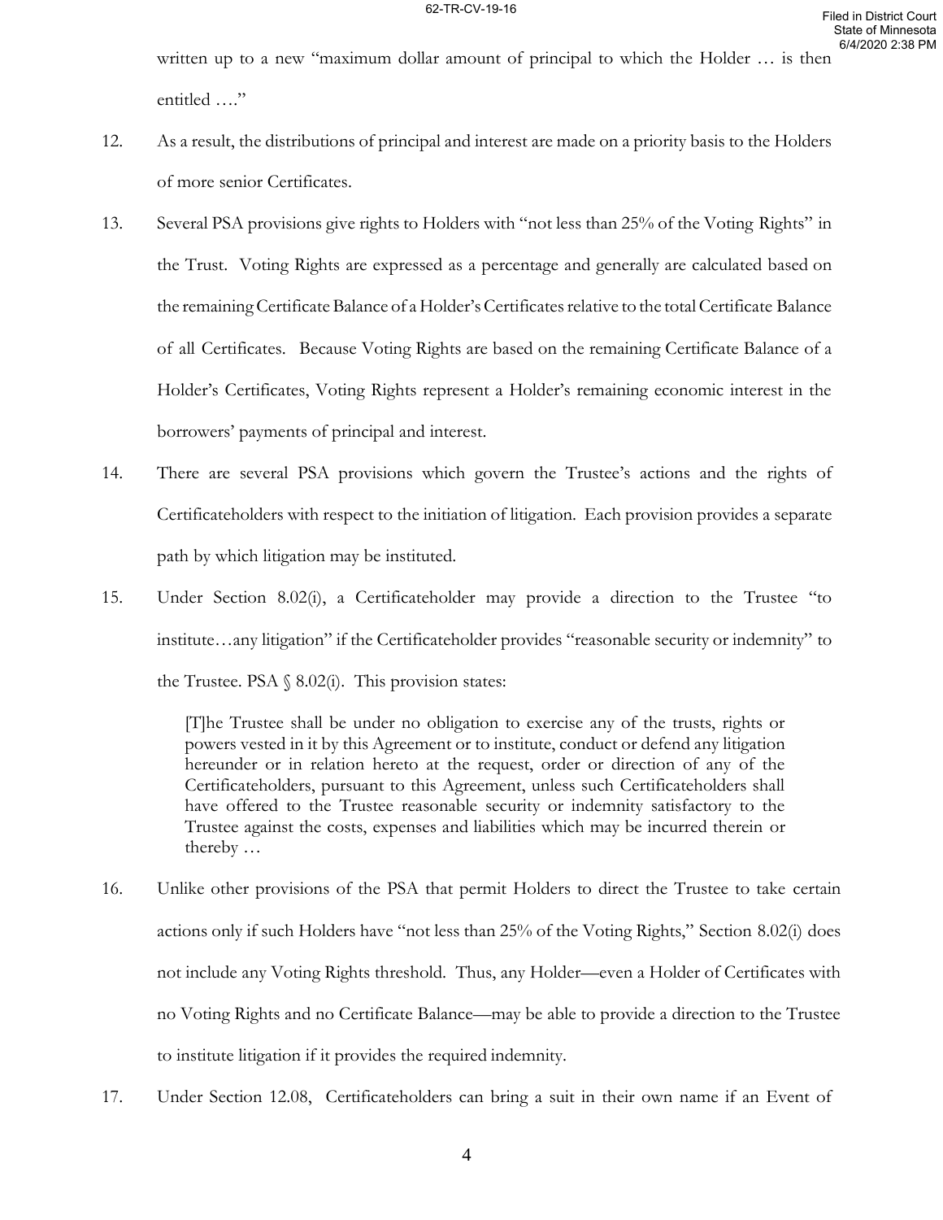written up to a new "maximum dollar amount of principal to which the Holder … is then entitled …."

12. As a result, the distributions of principal and interest are made on a priority basis to the Holders of more senior Certificates.

13. Several PSA provisions give rights to Holders with "not less than 25% of the Voting Rights" in the Trust. Voting Rights are expressed as a percentage and generally are calculated based on the remaining Certificate Balance of a Holder's Certificates relative to the total Certificate Balance of all Certificates. Because Voting Rights are based on the remaining Certificate Balance of a Holder's Certificates, Voting Rights represent a Holder's remaining economic interest in the borrowers' payments of principal and interest.

14. There are several PSA provisions which govern the Trustee's actions and the rights of Certificateholders with respect to the initiation of litigation. Each provision provides a separate path by which litigation may be instituted.

15. Under Section 8.02(i), a Certificateholder may provide a direction to the Trustee "to institute…any litigation" if the Certificateholder provides "reasonable security or indemnity" to the Trustee. PSA § 8.02(i). This provision states:

> [T]he Trustee shall be under no obligation to exercise any of the trusts, rights or powers vested in it by this Agreement or to institute, conduct or defend any litigation hereunder or in relation hereto at the request, order or direction of any of the Certificateholders, pursuant to this Agreement, unless such Certificateholders shall have offered to the Trustee reasonable security or indemnity satisfactory to the Trustee against the costs, expenses and liabilities which may be incurred therein or thereby …

16. Unlike other provisions of the PSA that permit Holders to direct the Trustee to take certain actions only if such Holders have "not less than 25% of the Voting Rights," Section 8.02(i) does not include any Voting Rights threshold. Thus, any Holder—even a Holder of Certificates with no Voting Rights and no Certificate Balance—may be able to provide a direction to the Trustee to institute litigation if it provides the required indemnity.

17. Under Section 12.08, Certificateholders can bring a suit in their own name if an Event of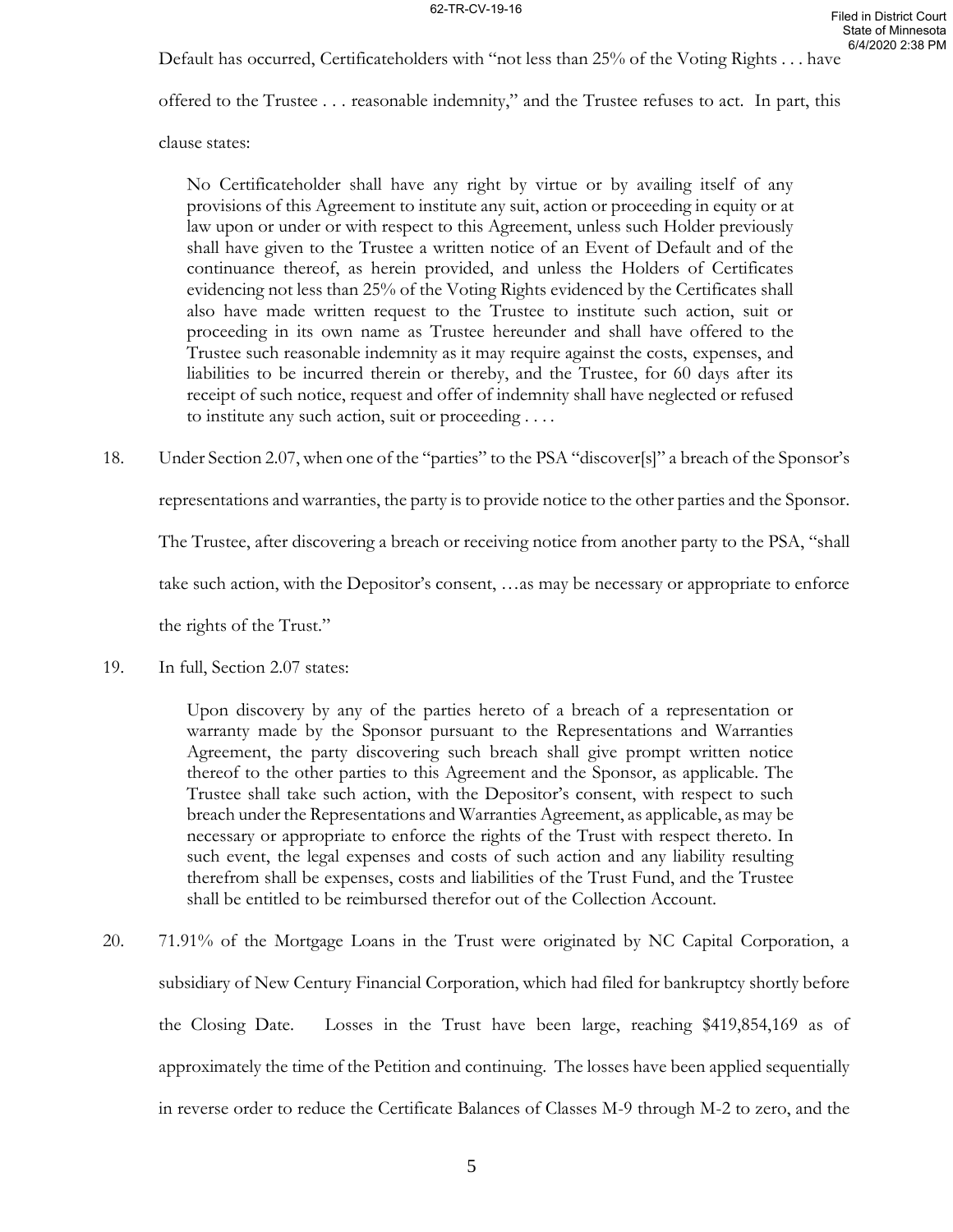Default has occurred, Certificateholders with "not less than 25% of the Voting Rights . . . have offered to the Trustee . . . reasonable indemnity," and the Trustee refuses to act. In part, this clause states:

> No Certificateholder shall have any right by virtue or by availing itself of any provisions of this Agreement to institute any suit, action or proceeding in equity or at law upon or under or with respect to this Agreement, unless such Holder previously shall have given to the Trustee a written notice of an Event of Default and of the continuance thereof, as herein provided, and unless the Holders of Certificates evidencing not less than 25% of the Voting Rights evidenced by the Certificates shall also have made written request to the Trustee to institute such action, suit or proceeding in its own name as Trustee hereunder and shall have offered to the Trustee such reasonable indemnity as it may require against the costs, expenses, and liabilities to be incurred therein or thereby, and the Trustee, for 60 days after its receipt of such notice, request and offer of indemnity shall have neglected or refused to institute any such action, suit or proceeding . . . .

18. Under Section 2.07, when one of the "parties" to the PSA "discover[s]" a breach of the Sponsor's representations and warranties, the party is to provide notice to the other parties and the Sponsor. The Trustee, after discovering a breach or receiving notice from another party to the PSA, "shall take such action, with the Depositor's consent, …as may be necessary or appropriate to enforce the rights of the Trust."

19. In full, Section 2.07 states:

> Upon discovery by any of the parties hereto of a breach of a representation or warranty made by the Sponsor pursuant to the Representations and Warranties Agreement, the party discovering such breach shall give prompt written notice thereof to the other parties to this Agreement and the Sponsor, as applicable. The Trustee shall take such action, with the Depositor's consent, with respect to such breach under the Representations and Warranties Agreement, as applicable, as may be necessary or appropriate to enforce the rights of the Trust with respect thereto. In such event, the legal expenses and costs of such action and any liability resulting therefrom shall be expenses, costs and liabilities of the Trust Fund, and the Trustee shall be entitled to be reimbursed therefor out of the Collection Account.

20. 71.91% of the Mortgage Loans in the Trust were originated by NC Capital Corporation, a subsidiary of New Century Financial Corporation, which had filed for bankruptcy shortly before the Closing Date. Losses in the Trust have been large, reaching $419,854,169 as of approximately the time of the Petition and continuing. The losses have been applied sequentially in reverse order to reduce the Certificate Balances of Classes M-9 through M-2 to zero, and the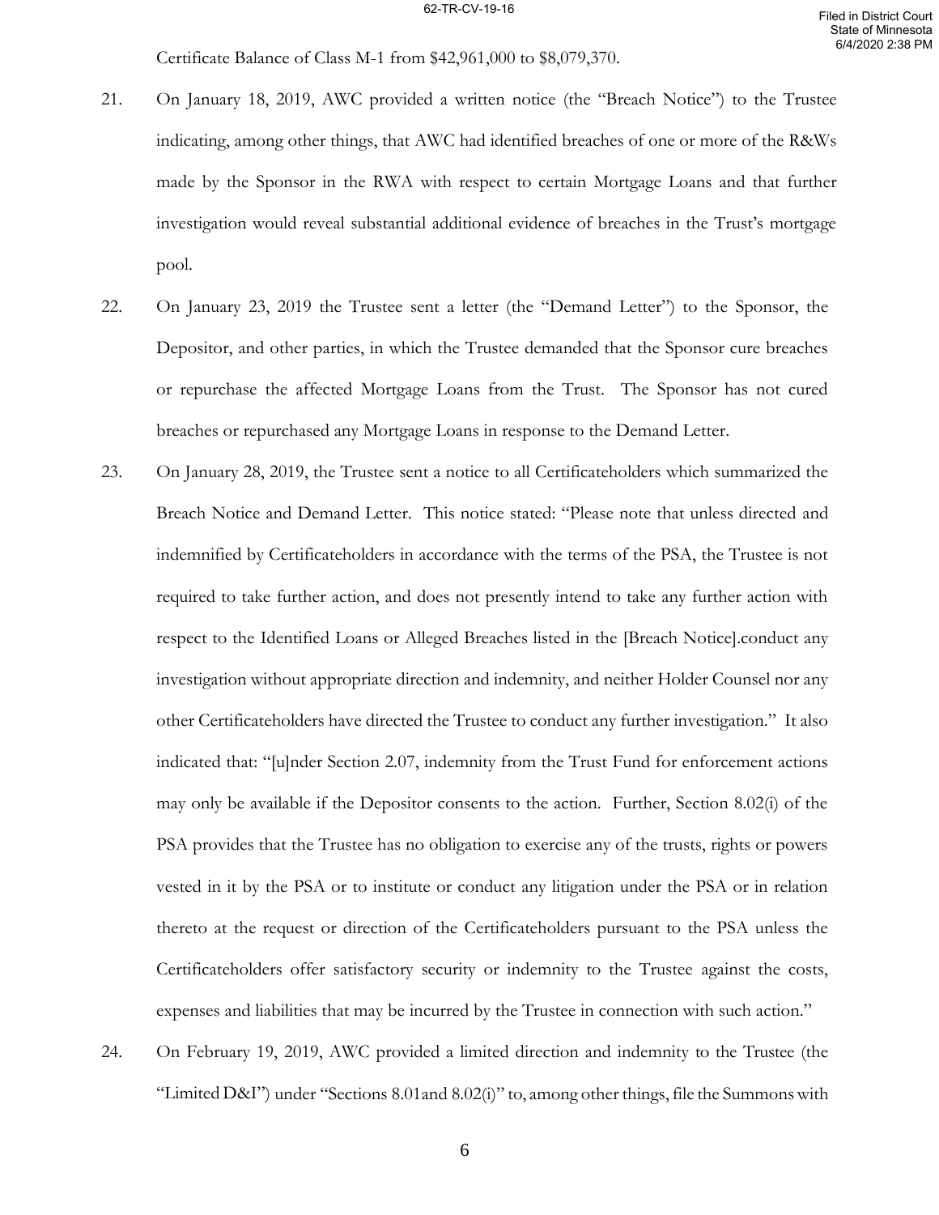Certificate Balance of Class M-1 from $42,961,000 to $8,079,370.

21. On January 18, 2019, AWC provided a written notice (the "Breach Notice") to the Trustee indicating, among other things, that AWC had identified breaches of one or more of the R&Ws made by the Sponsor in the RWA with respect to certain Mortgage Loans and that further investigation would reveal substantial additional evidence of breaches in the Trust's mortgage pool.

22. On January 23, 2019 the Trustee sent a letter (the "Demand Letter") to the Sponsor, the Depositor, and other parties, in which the Trustee demanded that the Sponsor cure breaches or repurchase the affected Mortgage Loans from the Trust. The Sponsor has not cured breaches or repurchased any Mortgage Loans in response to the Demand Letter.

23. On January 28, 2019, the Trustee sent a notice to all Certificateholders which summarized the Breach Notice and Demand Letter. This notice stated: "Please note that unless directed and indemnified by Certificateholders in accordance with the terms of the PSA, the Trustee is not required to take further action, and does not presently intend to take any further action with respect to the Identified Loans or Alleged Breaches listed in the [Breach Notice].conduct any investigation without appropriate direction and indemnity, and neither Holder Counsel nor any other Certificateholders have directed the Trustee to conduct any further investigation." It also indicated that: "[u]nder Section 2.07, indemnity from the Trust Fund for enforcement actions may only be available if the Depositor consents to the action. Further, Section 8.02(i) of the PSA provides that the Trustee has no obligation to exercise any of the trusts, rights or powers vested in it by the PSA or to institute or conduct any litigation under the PSA or in relation thereto at the request or direction of the Certificateholders pursuant to the PSA unless the Certificateholders offer satisfactory security or indemnity to the Trustee against the costs, expenses and liabilities that may be incurred by the Trustee in connection with such action."

24. On February 19, 2019, AWC provided a limited direction and indemnity to the Trustee (the "Limited D&I") under "Sections 8.01and 8.02(i)" to, among other things, file the Summons with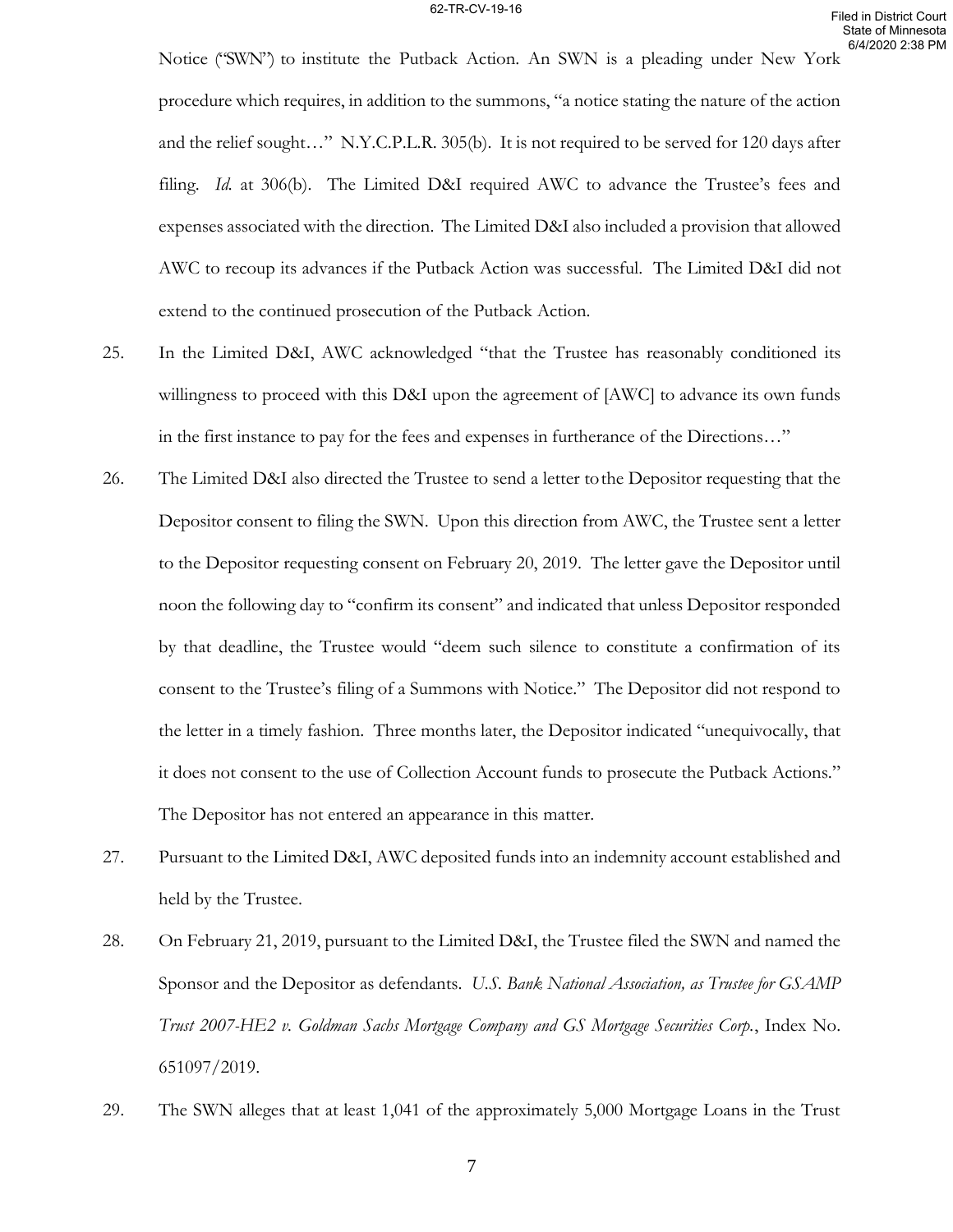Notice ("SWN") to institute the Putback Action. An SWN is a pleading under New York procedure which requires, in addition to the summons, "a notice stating the nature of the action and the relief sought…" N.Y.C.P.L.R. 305(b). It is not required to be served for 120 days after filing. *Id.* at 306(b). The Limited D&I required AWC to advance the Trustee's fees and expenses associated with the direction. The Limited D&I also included a provision that allowed AWC to recoup its advances if the Putback Action was successful. The Limited D&I did not extend to the continued prosecution of the Putback Action.

25. In the Limited D&I, AWC acknowledged "that the Trustee has reasonably conditioned its willingness to proceed with this D&I upon the agreement of [AWC] to advance its own funds in the first instance to pay for the fees and expenses in furtherance of the Directions…"

26. The Limited D&I also directed the Trustee to send a letter to the Depositor requesting that the Depositor consent to filing the SWN. Upon this direction from AWC, the Trustee sent a letter to the Depositor requesting consent on February 20, 2019. The letter gave the Depositor until noon the following day to "confirm its consent" and indicated that unless Depositor responded by that deadline, the Trustee would "deem such silence to constitute a confirmation of its consent to the Trustee's filing of a Summons with Notice." The Depositor did not respond to the letter in a timely fashion. Three months later, the Depositor indicated "unequivocally, that it does not consent to the use of Collection Account funds to prosecute the Putback Actions." The Depositor has not entered an appearance in this matter.

27. Pursuant to the Limited D&I, AWC deposited funds into an indemnity account established and held by the Trustee.

28. On February 21, 2019, pursuant to the Limited D&I, the Trustee filed the SWN and named the Sponsor and the Depositor as defendants. *U.S. Bank National Association, as Trustee for GSAMP Trust 2007-HE2 v. Goldman Sachs Mortgage Company and GS Mortgage Securities Corp.*, Index No. 651097/2019.

29. The SWN alleges that at least 1,041 of the approximately 5,000 Mortgage Loans in the Trust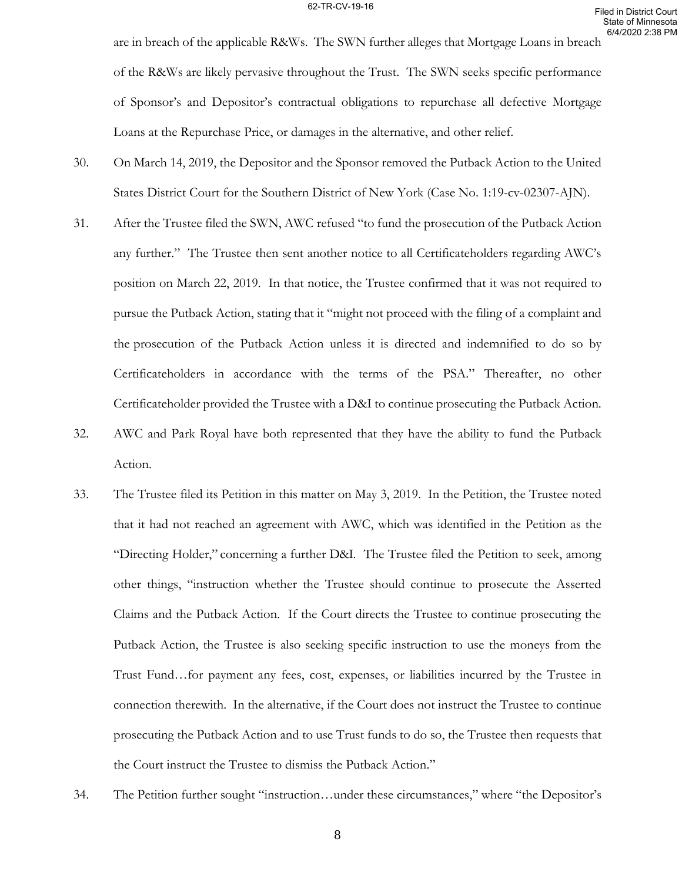are in breach of the applicable R&Ws. The SWN further alleges that Mortgage Loans in breach of the R&Ws are likely pervasive throughout the Trust. The SWN seeks specific performance of Sponsor's and Depositor's contractual obligations to repurchase all defective Mortgage Loans at the Repurchase Price, or damages in the alternative, and other relief.

30. On March 14, 2019, the Depositor and the Sponsor removed the Putback Action to the United States District Court for the Southern District of New York (Case No. 1:19-cv-02307-AJN).

31. After the Trustee filed the SWN, AWC refused "to fund the prosecution of the Putback Action any further." The Trustee then sent another notice to all Certificateholders regarding AWC's position on March 22, 2019. In that notice, the Trustee confirmed that it was not required to pursue the Putback Action, stating that it "might not proceed with the filing of a complaint and the prosecution of the Putback Action unless it is directed and indemnified to do so by Certificateholders in accordance with the terms of the PSA." Thereafter, no other Certificateholder provided the Trustee with a D&I to continue prosecuting the Putback Action.

32. AWC and Park Royal have both represented that they have the ability to fund the Putback Action.

33. The Trustee filed its Petition in this matter on May 3, 2019. In the Petition, the Trustee noted that it had not reached an agreement with AWC, which was identified in the Petition as the "Directing Holder," concerning a further D&I. The Trustee filed the Petition to seek, among other things, "instruction whether the Trustee should continue to prosecute the Asserted Claims and the Putback Action. If the Court directs the Trustee to continue prosecuting the Putback Action, the Trustee is also seeking specific instruction to use the moneys from the Trust Fund…for payment any fees, cost, expenses, or liabilities incurred by the Trustee in connection therewith. In the alternative, if the Court does not instruct the Trustee to continue prosecuting the Putback Action and to use Trust funds to do so, the Trustee then requests that the Court instruct the Trustee to dismiss the Putback Action."

34. The Petition further sought "instruction…under these circumstances," where "the Depositor's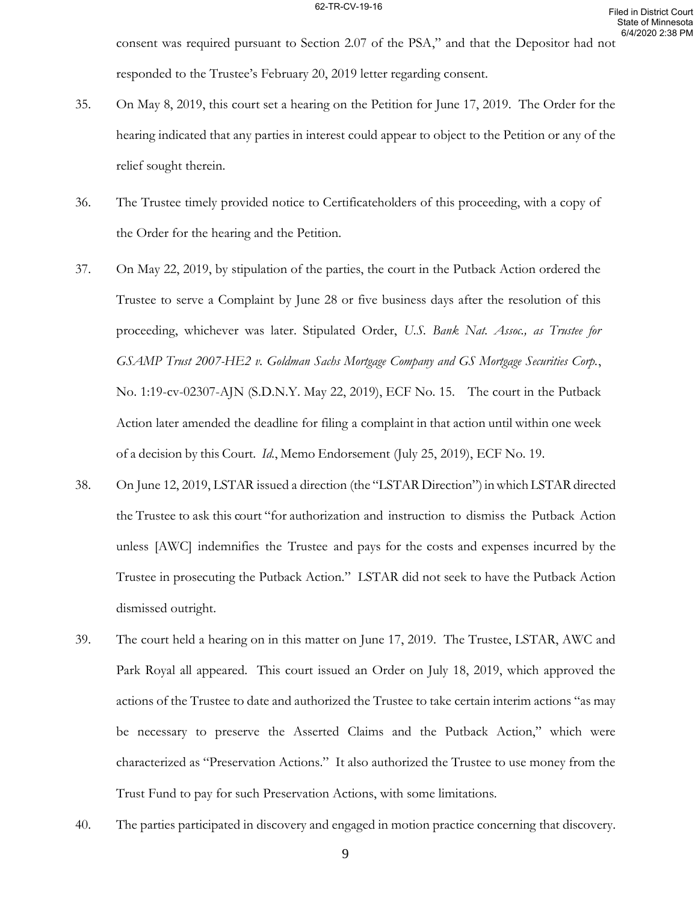consent was required pursuant to Section 2.07 of the PSA," and that the Depositor had not responded to the Trustee's February 20, 2019 letter regarding consent.

35. On May 8, 2019, this court set a hearing on the Petition for June 17, 2019. The Order for the hearing indicated that any parties in interest could appear to object to the Petition or any of the relief sought therein.

36. The Trustee timely provided notice to Certificateholders of this proceeding, with a copy of the Order for the hearing and the Petition.

37. On May 22, 2019, by stipulation of the parties, the court in the Putback Action ordered the Trustee to serve a Complaint by June 28 or five business days after the resolution of this proceeding, whichever was later. Stipulated Order, *U.S. Bank Nat. Assoc., as Trustee for GSAMP Trust 2007-HE2 v. Goldman Sachs Mortgage Company and GS Mortgage Securities Corp.*, No. 1:19-cv-02307-AJN (S.D.N.Y. May 22, 2019), ECF No. 15. The court in the Putback Action later amended the deadline for filing a complaint in that action until within one week of a decision by this Court. *Id.*, Memo Endorsement (July 25, 2019), ECF No. 19.

38. On June 12, 2019, LSTAR issued a direction (the "LSTAR Direction") in which LSTAR directed the Trustee to ask this court "for authorization and instruction to dismiss the Putback Action unless [AWC] indemnifies the Trustee and pays for the costs and expenses incurred by the Trustee in prosecuting the Putback Action." LSTAR did not seek to have the Putback Action dismissed outright.

39. The court held a hearing on in this matter on June 17, 2019. The Trustee, LSTAR, AWC and Park Royal all appeared. This court issued an Order on July 18, 2019, which approved the actions of the Trustee to date and authorized the Trustee to take certain interim actions "as may be necessary to preserve the Asserted Claims and the Putback Action," which were characterized as "Preservation Actions." It also authorized the Trustee to use money from the Trust Fund to pay for such Preservation Actions, with some limitations.

40. The parties participated in discovery and engaged in motion practice concerning that discovery.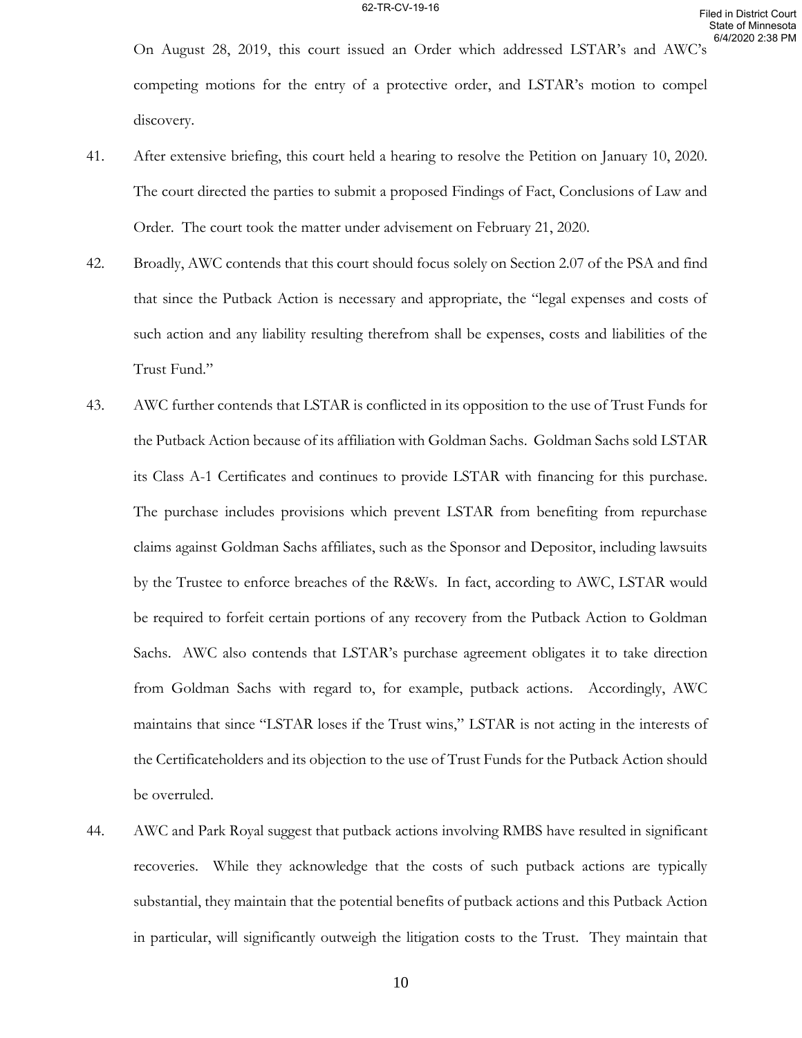On August 28, 2019, this court issued an Order which addressed LSTAR's and AWC's competing motions for the entry of a protective order, and LSTAR's motion to compel discovery.

41. After extensive briefing, this court held a hearing to resolve the Petition on January 10, 2020. The court directed the parties to submit a proposed Findings of Fact, Conclusions of Law and Order. The court took the matter under advisement on February 21, 2020.

42. Broadly, AWC contends that this court should focus solely on Section 2.07 of the PSA and find that since the Putback Action is necessary and appropriate, the "legal expenses and costs of such action and any liability resulting therefrom shall be expenses, costs and liabilities of the Trust Fund."

43. AWC further contends that LSTAR is conflicted in its opposition to the use of Trust Funds for the Putback Action because of its affiliation with Goldman Sachs. Goldman Sachs sold LSTAR its Class A-1 Certificates and continues to provide LSTAR with financing for this purchase. The purchase includes provisions which prevent LSTAR from benefiting from repurchase claims against Goldman Sachs affiliates, such as the Sponsor and Depositor, including lawsuits by the Trustee to enforce breaches of the R&Ws. In fact, according to AWC, LSTAR would be required to forfeit certain portions of any recovery from the Putback Action to Goldman Sachs. AWC also contends that LSTAR's purchase agreement obligates it to take direction from Goldman Sachs with regard to, for example, putback actions. Accordingly, AWC maintains that since "LSTAR loses if the Trust wins," LSTAR is not acting in the interests of the Certificateholders and its objection to the use of Trust Funds for the Putback Action should be overruled.

44. AWC and Park Royal suggest that putback actions involving RMBS have resulted in significant recoveries. While they acknowledge that the costs of such putback actions are typically substantial, they maintain that the potential benefits of putback actions and this Putback Action in particular, will significantly outweigh the litigation costs to the Trust. They maintain that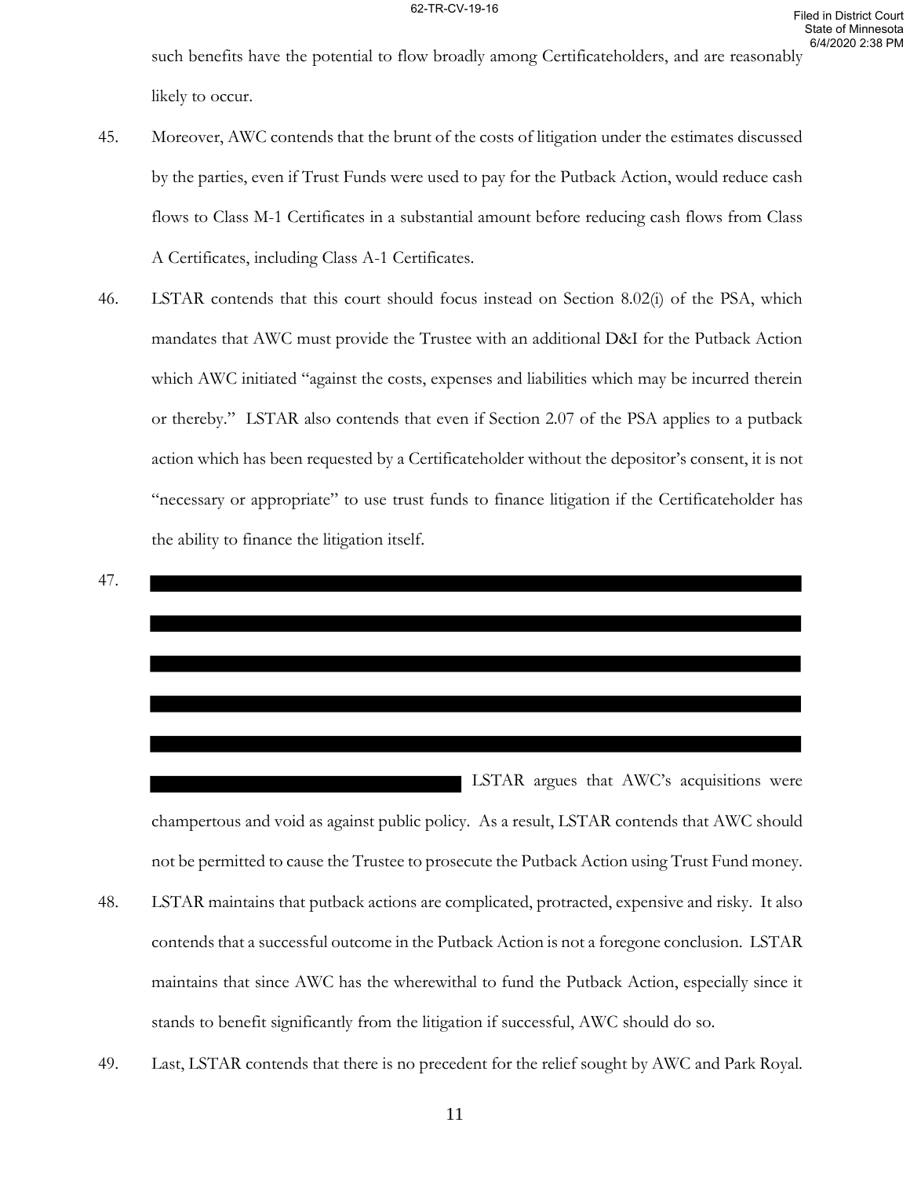such benefits have the potential to flow broadly among Certificateholders, and are reasonably likely to occur.

45. Moreover, AWC contends that the brunt of the costs of litigation under the estimates discussed by the parties, even if Trust Funds were used to pay for the Putback Action, would reduce cash flows to Class M-1 Certificates in a substantial amount before reducing cash flows from Class A Certificates, including Class A-1 Certificates.

46. LSTAR contends that this court should focus instead on Section 8.02(i) of the PSA, which mandates that AWC must provide the Trustee with an additional D&I for the Putback Action which AWC initiated "against the costs, expenses and liabilities which may be incurred therein or thereby." LSTAR also contends that even if Section 2.07 of the PSA applies to a putback action which has been requested by a Certificateholder without the depositor's consent, it is not "necessary or appropriate" to use trust funds to finance litigation if the Certificateholder has the ability to finance the litigation itself.

47. [REDACTED] LSTAR argues that AWC's acquisitions were champertous and void as against public policy. As a result, LSTAR contends that AWC should not be permitted to cause the Trustee to prosecute the Putback Action using Trust Fund money.

48. LSTAR maintains that putback actions are complicated, protracted, expensive and risky. It also contends that a successful outcome in the Putback Action is not a foregone conclusion. LSTAR maintains that since AWC has the wherewithal to fund the Putback Action, especially since it stands to benefit significantly from the litigation if successful, AWC should do so.

49. Last, LSTAR contends that there is no precedent for the relief sought by AWC and Park Royal.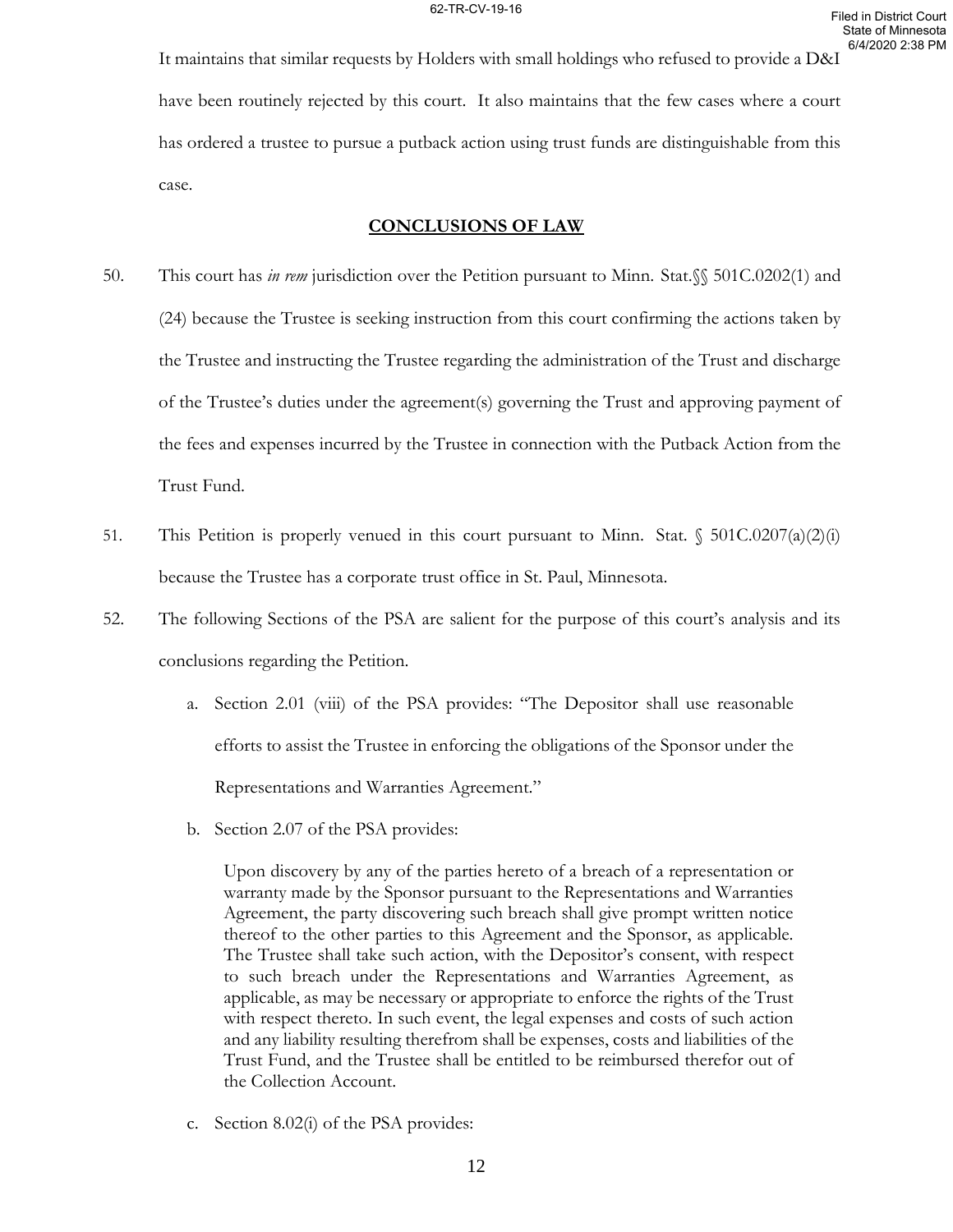It maintains that similar requests by Holders with small holdings who refused to provide a D&I have been routinely rejected by this court. It also maintains that the few cases where a court has ordered a trustee to pursue a putback action using trust funds are distinguishable from this case.

## CONCLUSIONS OF LAW

50. This court has *in rem* jurisdiction over the Petition pursuant to Minn. Stat.§§ 501C.0202(1) and (24) because the Trustee is seeking instruction from this court confirming the actions taken by the Trustee and instructing the Trustee regarding the administration of the Trust and discharge of the Trustee's duties under the agreement(s) governing the Trust and approving payment of the fees and expenses incurred by the Trustee in connection with the Putback Action from the Trust Fund.

51. This Petition is properly venued in this court pursuant to Minn. Stat. § 501C.0207(a)(2)(i) because the Trustee has a corporate trust office in St. Paul, Minnesota.

52. The following Sections of the PSA are salient for the purpose of this court's analysis and its conclusions regarding the Petition.

    a. Section 2.01 (viii) of the PSA provides: "The Depositor shall use reasonable efforts to assist the Trustee in enforcing the obligations of the Sponsor under the Representations and Warranties Agreement."

    b. Section 2.07 of the PSA provides:

    > Upon discovery by any of the parties hereto of a breach of a representation or warranty made by the Sponsor pursuant to the Representations and Warranties Agreement, the party discovering such breach shall give prompt written notice thereof to the other parties to this Agreement and the Sponsor, as applicable. The Trustee shall take such action, with the Depositor's consent, with respect to such breach under the Representations and Warranties Agreement, as applicable, as may be necessary or appropriate to enforce the rights of the Trust with respect thereto. In such event, the legal expenses and costs of such action and any liability resulting therefrom shall be expenses, costs and liabilities of the Trust Fund, and the Trustee shall be entitled to be reimbursed therefor out of the Collection Account.

    c. Section 8.02(i) of the PSA provides: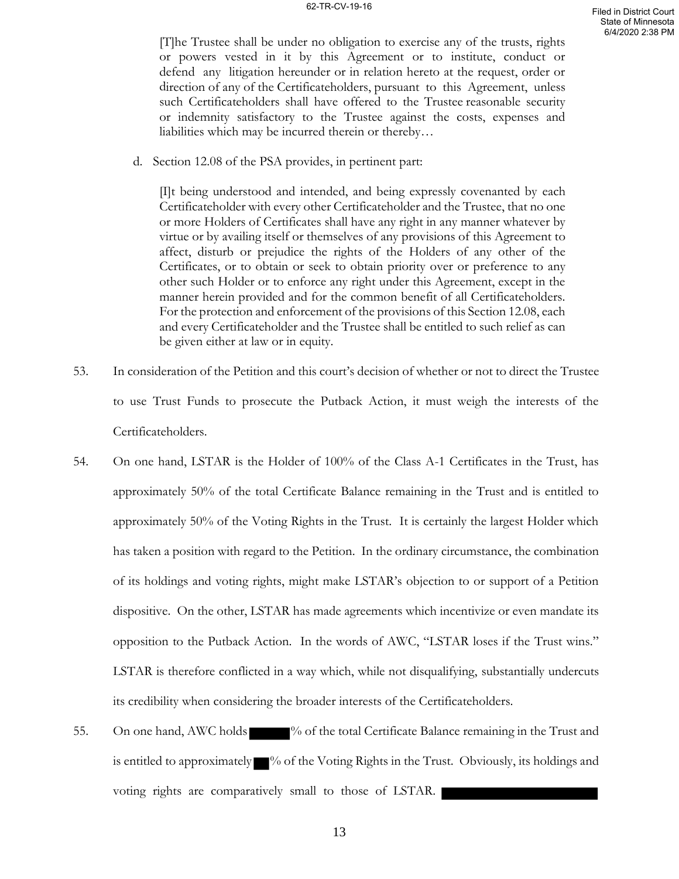[T]he Trustee shall be under no obligation to exercise any of the trusts, rights or powers vested in it by this Agreement or to institute, conduct or defend any litigation hereunder or in relation hereto at the request, order or direction of any of the Certificateholders, pursuant to this Agreement, unless such Certificateholders shall have offered to the Trustee reasonable security or indemnity satisfactory to the Trustee against the costs, expenses and liabilities which may be incurred therein or thereby…

d. Section 12.08 of the PSA provides, in pertinent part:

> [I]t being understood and intended, and being expressly covenanted by each Certificateholder with every other Certificateholder and the Trustee, that no one or more Holders of Certificates shall have any right in any manner whatever by virtue or by availing itself or themselves of any provisions of this Agreement to affect, disturb or prejudice the rights of the Holders of any other of the Certificates, or to obtain or seek to obtain priority over or preference to any other such Holder or to enforce any right under this Agreement, except in the manner herein provided and for the common benefit of all Certificateholders. For the protection and enforcement of the provisions of this Section 12.08, each and every Certificateholder and the Trustee shall be entitled to such relief as can be given either at law or in equity.

53. In consideration of the Petition and this court's decision of whether or not to direct the Trustee to use Trust Funds to prosecute the Putback Action, it must weigh the interests of the Certificateholders.

54. On one hand, LSTAR is the Holder of 100% of the Class A-1 Certificates in the Trust, has approximately 50% of the total Certificate Balance remaining in the Trust and is entitled to approximately 50% of the Voting Rights in the Trust. It is certainly the largest Holder which has taken a position with regard to the Petition. In the ordinary circumstance, the combination of its holdings and voting rights, might make LSTAR's objection to or support of a Petition dispositive. On the other, LSTAR has made agreements which incentivize or even mandate its opposition to the Putback Action. In the words of AWC, "LSTAR loses if the Trust wins." LSTAR is therefore conflicted in a way which, while not disqualifying, substantially undercuts its credibility when considering the broader interests of the Certificateholders.

55. On one hand, AWC holds [REDACTED]% of the total Certificate Balance remaining in the Trust and is entitled to approximately [REDACTED]% of the Voting Rights in the Trust. Obviously, its holdings and voting rights are comparatively small to those of LSTAR. [REDACTED]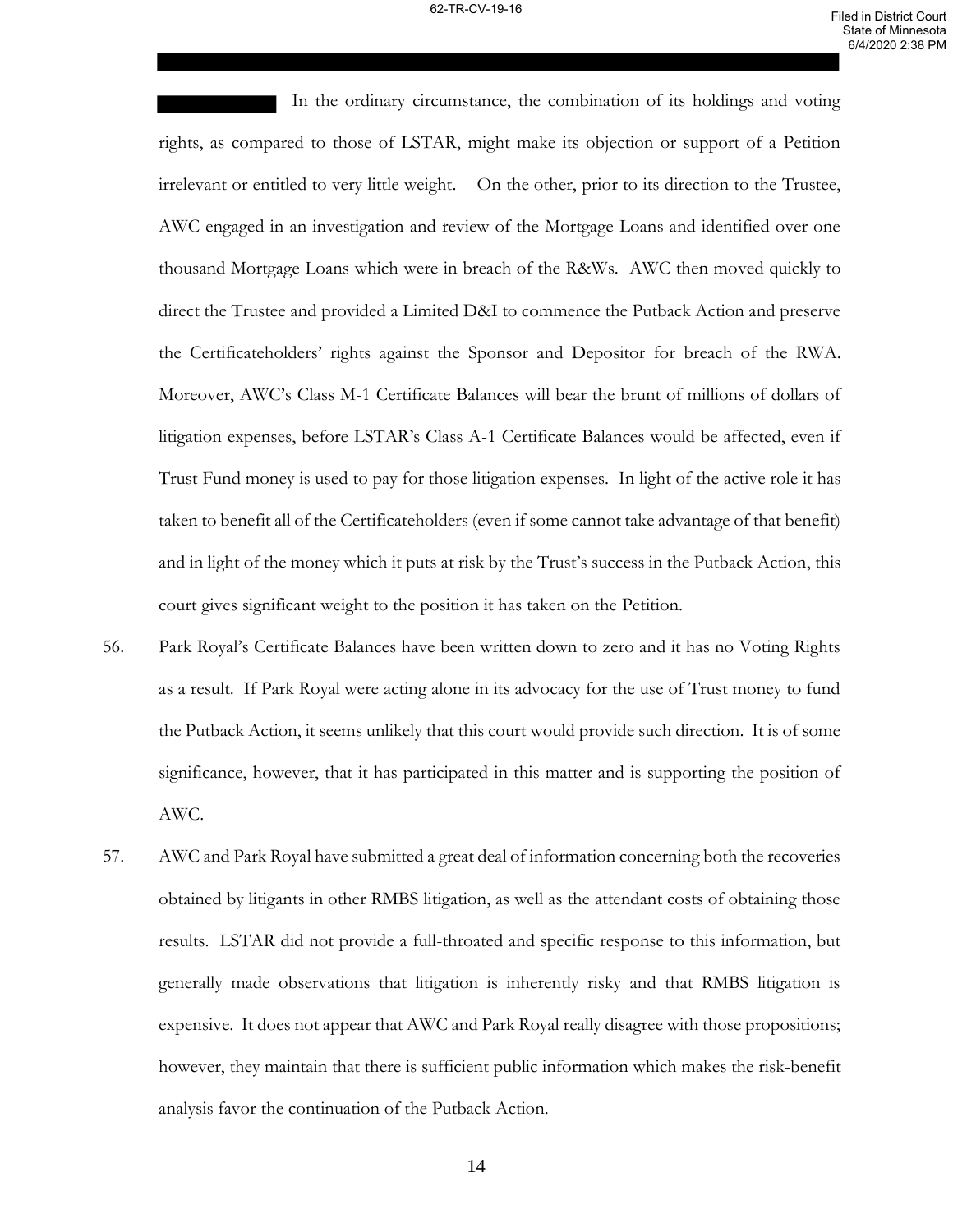In the ordinary circumstance, the combination of its holdings and voting rights, as compared to those of LSTAR, might make its objection or support of a Petition irrelevant or entitled to very little weight. On the other, prior to its direction to the Trustee, AWC engaged in an investigation and review of the Mortgage Loans and identified over one thousand Mortgage Loans which were in breach of the R&Ws. AWC then moved quickly to direct the Trustee and provided a Limited D&I to commence the Putback Action and preserve the Certificateholders' rights against the Sponsor and Depositor for breach of the RWA. Moreover, AWC's Class M-1 Certificate Balances will bear the brunt of millions of dollars of litigation expenses, before LSTAR's Class A-1 Certificate Balances would be affected, even if Trust Fund money is used to pay for those litigation expenses. In light of the active role it has taken to benefit all of the Certificateholders (even if some cannot take advantage of that benefit) and in light of the money which it puts at risk by the Trust's success in the Putback Action, this court gives significant weight to the position it has taken on the Petition.

56. Park Royal's Certificate Balances have been written down to zero and it has no Voting Rights as a result. If Park Royal were acting alone in its advocacy for the use of Trust money to fund the Putback Action, it seems unlikely that this court would provide such direction. It is of some significance, however, that it has participated in this matter and is supporting the position of AWC.

57. AWC and Park Royal have submitted a great deal of information concerning both the recoveries obtained by litigants in other RMBS litigation, as well as the attendant costs of obtaining those results. LSTAR did not provide a full-throated and specific response to this information, but generally made observations that litigation is inherently risky and that RMBS litigation is expensive. It does not appear that AWC and Park Royal really disagree with those propositions; however, they maintain that there is sufficient public information which makes the risk-benefit analysis favor the continuation of the Putback Action.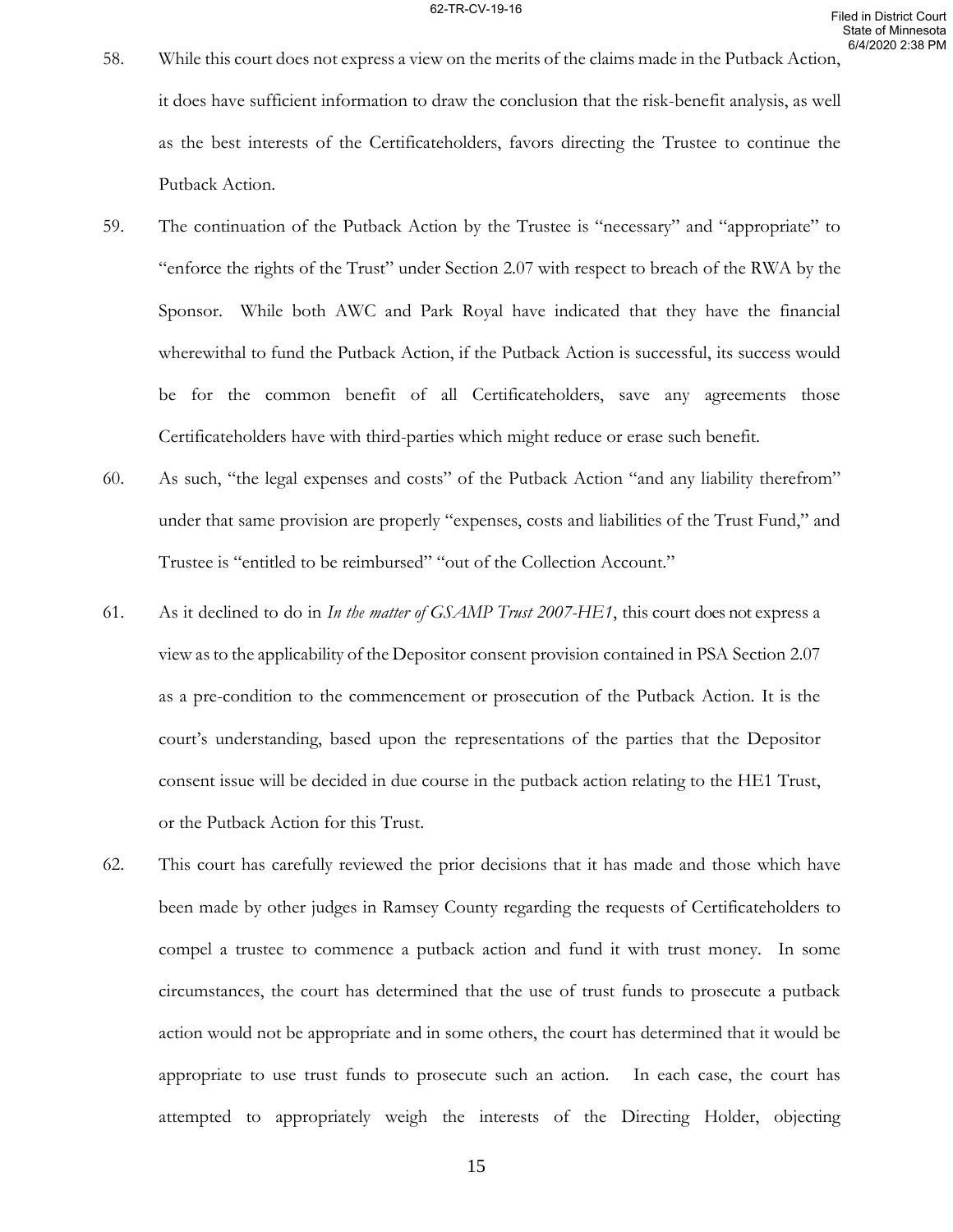58. While this court does not express a view on the merits of the claims made in the Putback Action, it does have sufficient information to draw the conclusion that the risk-benefit analysis, as well as the best interests of the Certificateholders, favors directing the Trustee to continue the Putback Action.

59. The continuation of the Putback Action by the Trustee is "necessary" and "appropriate" to "enforce the rights of the Trust" under Section 2.07 with respect to breach of the RWA by the Sponsor. While both AWC and Park Royal have indicated that they have the financial wherewithal to fund the Putback Action, if the Putback Action is successful, its success would be for the common benefit of all Certificateholders, save any agreements those Certificateholders have with third-parties which might reduce or erase such benefit.

60. As such, "the legal expenses and costs" of the Putback Action "and any liability therefrom" under that same provision are properly "expenses, costs and liabilities of the Trust Fund," and Trustee is "entitled to be reimbursed" "out of the Collection Account."

61. As it declined to do in *In the matter of GSAMP Trust 2007-HE1*, this court does not express a view as to the applicability of the Depositor consent provision contained in PSA Section 2.07 as a pre-condition to the commencement or prosecution of the Putback Action. It is the court's understanding, based upon the representations of the parties that the Depositor consent issue will be decided in due course in the putback action relating to the HE1 Trust, or the Putback Action for this Trust.

62. This court has carefully reviewed the prior decisions that it has made and those which have been made by other judges in Ramsey County regarding the requests of Certificateholders to compel a trustee to commence a putback action and fund it with trust money. In some circumstances, the court has determined that the use of trust funds to prosecute a putback action would not be appropriate and in some others, the court has determined that it would be appropriate to use trust funds to prosecute such an action. In each case, the court has attempted to appropriately weigh the interests of the Directing Holder, objecting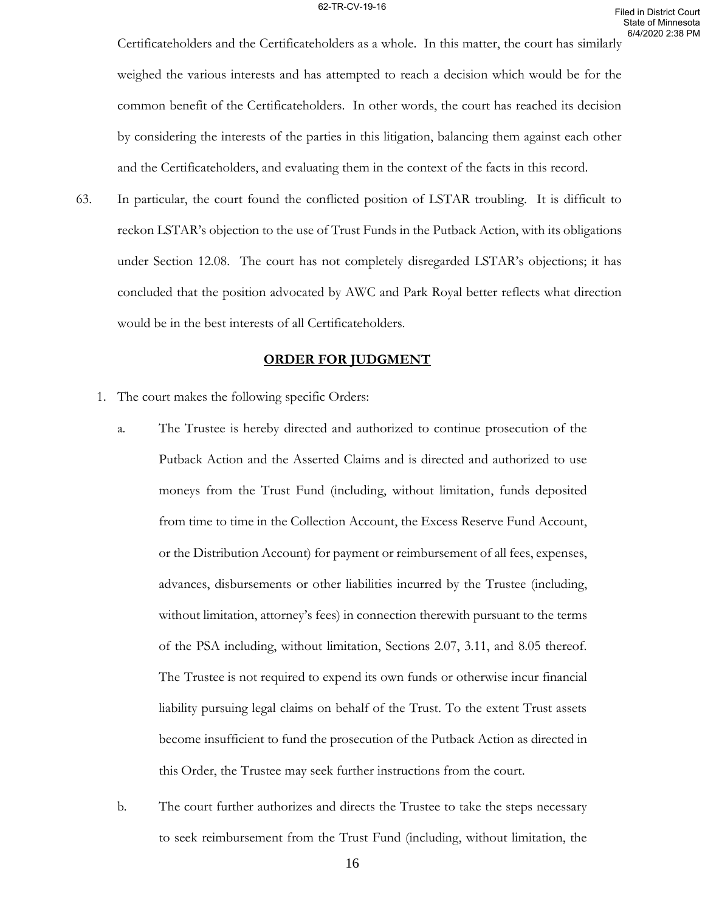Certificateholders and the Certificateholders as a whole. In this matter, the court has similarly weighed the various interests and has attempted to reach a decision which would be for the common benefit of the Certificateholders. In other words, the court has reached its decision by considering the interests of the parties in this litigation, balancing them against each other and the Certificateholders, and evaluating them in the context of the facts in this record.

63. In particular, the court found the conflicted position of LSTAR troubling. It is difficult to reckon LSTAR's objection to the use of Trust Funds in the Putback Action, with its obligations under Section 12.08. The court has not completely disregarded LSTAR's objections; it has concluded that the position advocated by AWC and Park Royal better reflects what direction would be in the best interests of all Certificateholders.

## ORDER FOR JUDGMENT

1. The court makes the following specific Orders:

   a. The Trustee is hereby directed and authorized to continue prosecution of the Putback Action and the Asserted Claims and is directed and authorized to use moneys from the Trust Fund (including, without limitation, funds deposited from time to time in the Collection Account, the Excess Reserve Fund Account, or the Distribution Account) for payment or reimbursement of all fees, expenses, advances, disbursements or other liabilities incurred by the Trustee (including, without limitation, attorney's fees) in connection therewith pursuant to the terms of the PSA including, without limitation, Sections 2.07, 3.11, and 8.05 thereof. The Trustee is not required to expend its own funds or otherwise incur financial liability pursuing legal claims on behalf of the Trust. To the extent Trust assets become insufficient to fund the prosecution of the Putback Action as directed in this Order, the Trustee may seek further instructions from the court.

   b. The court further authorizes and directs the Trustee to take the steps necessary to seek reimbursement from the Trust Fund (including, without limitation, the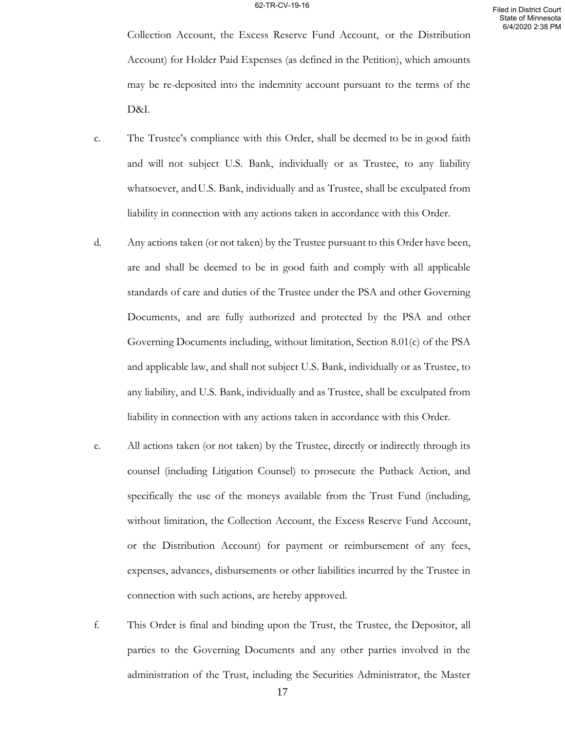Collection Account, the Excess Reserve Fund Account, or the Distribution Account) for Holder Paid Expenses (as defined in the Petition), which amounts may be re-deposited into the indemnity account pursuant to the terms of the D&I.

c. The Trustee's compliance with this Order, shall be deemed to be in good faith and will not subject U.S. Bank, individually or as Trustee, to any liability whatsoever, and U.S. Bank, individually and as Trustee, shall be exculpated from liability in connection with any actions taken in accordance with this Order.

d. Any actions taken (or not taken) by the Trustee pursuant to this Order have been, are and shall be deemed to be in good faith and comply with all applicable standards of care and duties of the Trustee under the PSA and other Governing Documents, and are fully authorized and protected by the PSA and other Governing Documents including, without limitation, Section 8.01(c) of the PSA and applicable law, and shall not subject U.S. Bank, individually or as Trustee, to any liability, and U.S. Bank, individually and as Trustee, shall be exculpated from liability in connection with any actions taken in accordance with this Order.

e. All actions taken (or not taken) by the Trustee, directly or indirectly through its counsel (including Litigation Counsel) to prosecute the Putback Action, and specifically the use of the moneys available from the Trust Fund (including, without limitation, the Collection Account, the Excess Reserve Fund Account, or the Distribution Account) for payment or reimbursement of any fees, expenses, advances, disbursements or other liabilities incurred by the Trustee in connection with such actions, are hereby approved.

f. This Order is final and binding upon the Trust, the Trustee, the Depositor, all parties to the Governing Documents and any other parties involved in the administration of the Trust, including the Securities Administrator, the Master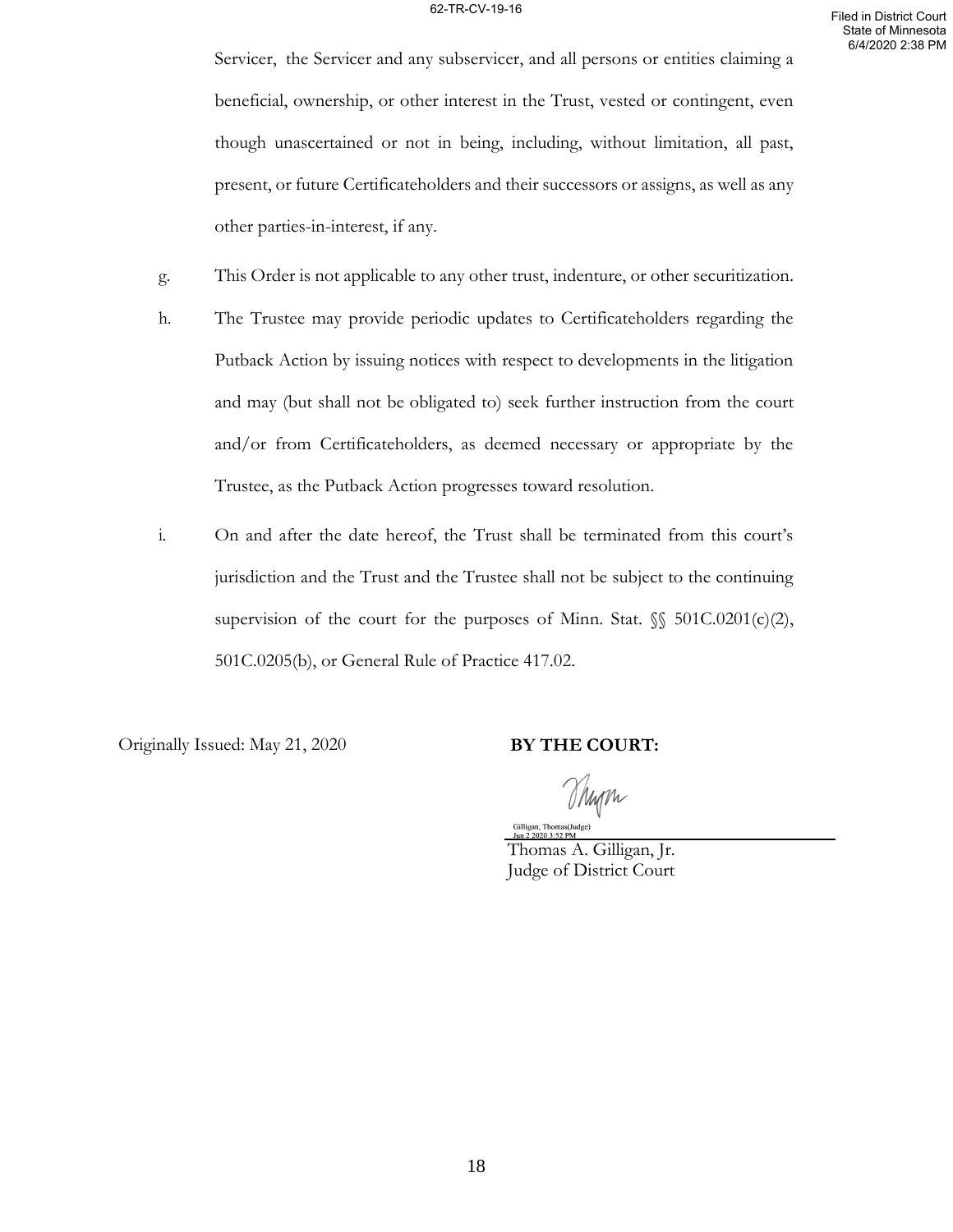Servicer, the Servicer and any subservicer, and all persons or entities claiming a beneficial, ownership, or other interest in the Trust, vested or contingent, even though unascertained or not in being, including, without limitation, all past, present, or future Certificateholders and their successors or assigns, as well as any other parties-in-interest, if any.

g. This Order is not applicable to any other trust, indenture, or other securitization.

h. The Trustee may provide periodic updates to Certificateholders regarding the Putback Action by issuing notices with respect to developments in the litigation and may (but shall not be obligated to) seek further instruction from the court and/or from Certificateholders, as deemed necessary or appropriate by the Trustee, as the Putback Action progresses toward resolution.

i. On and after the date hereof, the Trust shall be terminated from this court's jurisdiction and the Trust and the Trustee shall not be subject to the continuing supervision of the court for the purposes of Minn. Stat. §§ 501C.0201(c)(2), 501C.0205(b), or General Rule of Practice 417.02.

Originally Issued: May 21, 2020

**BY THE COURT:**

Gilligan, Thomas(Judge)
Jun 2 2020 3:52 PM

Thomas A. Gilligan, Jr.
Judge of District Court